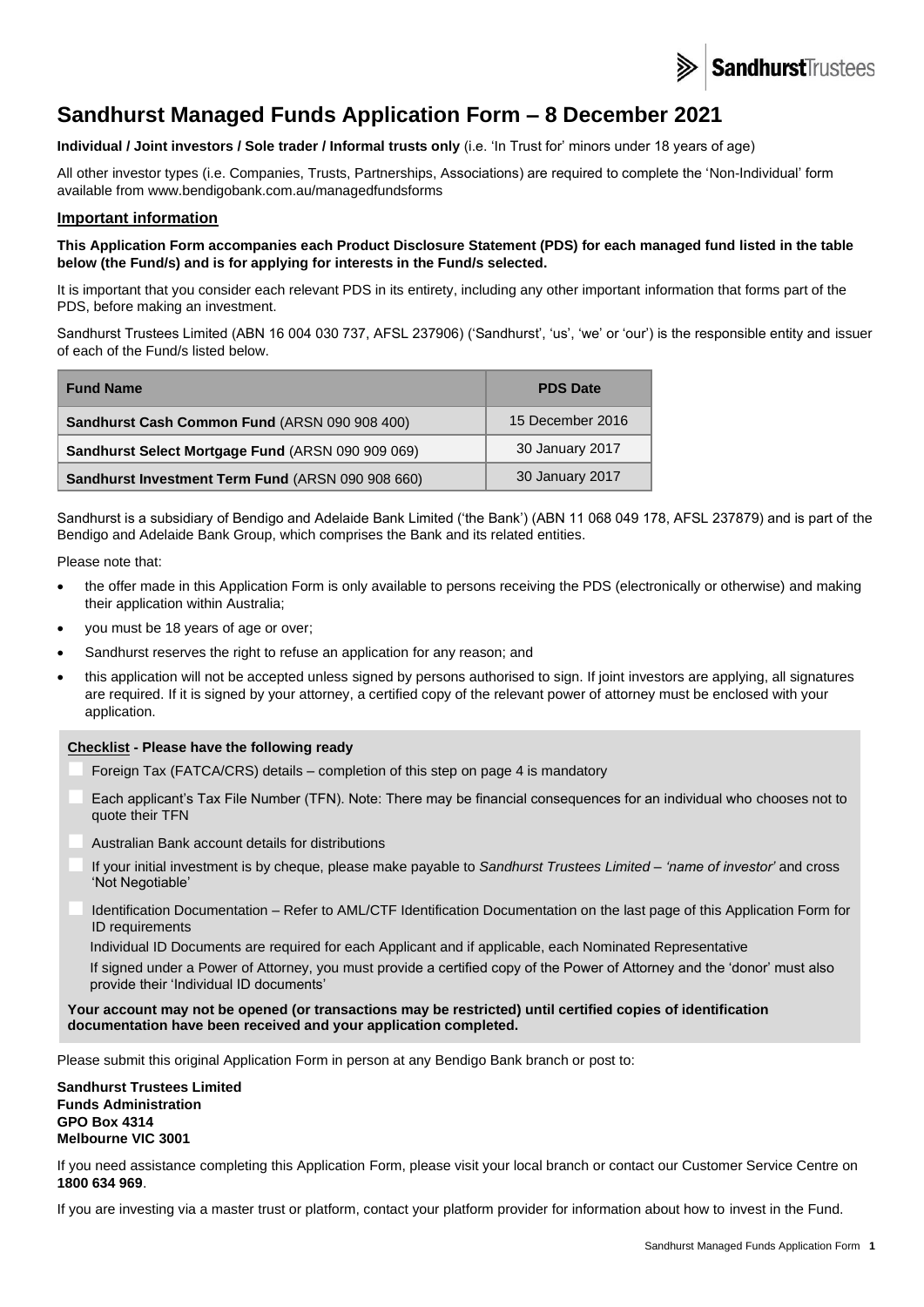# Sandhurst Managed Funds Application Form – 8 December 2021

**Individual / Joint investors / Sole trader / Informal trusts only** (i.e. 'In Trust for' minors under 18 years of age)

All other investor types (i.e. Companies, Trusts, Partnerships, Associations) are required to complete the 'Non-Individual' form available from www.bendigobank.com.au/managedfundsforms

## Important information

**This Application Form accompanies each Product Disclosure Statement (PDS) for each managed fund listed in the table below (the Fund/s) and is for applying for interests in the Fund/s selected.**

It is important that you consider each relevant PDS in its entirety, including any other important information that forms part of the PDS, before making an investment.

Sandhurst Trustees Limited (ABN 16 004 030 737, AFSL 237906) ('Sandhurst', 'us', 'we' or 'our') is the responsible entity and issuer of each of the Fund/s listed below.

| Fund Name | PDS Date |
|---|---|
| **Sandhurst Cash Common Fund** (ARSN 090 908 400) | 15 December 2016 |
| **Sandhurst Select Mortgage Fund** (ARSN 090 909 069) | 30 January 2017 |
| **Sandhurst Investment Term Fund** (ARSN 090 908 660) | 30 January 2017 |

Sandhurst is a subsidiary of Bendigo and Adelaide Bank Limited ('the Bank') (ABN 11 068 049 178, AFSL 237879) and is part of the Bendigo and Adelaide Bank Group, which comprises the Bank and its related entities.

Please note that:

- the offer made in this Application Form is only available to persons receiving the PDS (electronically or otherwise) and making their application within Australia;
- you must be 18 years of age or over;
- Sandhurst reserves the right to refuse an application for any reason; and
- this application will not be accepted unless signed by persons authorised to sign. If joint investors are applying, all signatures are required. If it is signed by your attorney, a certified copy of the relevant power of attorney must be enclosed with your application.

**Checklist - Please have the following ready**

- Foreign Tax (FATCA/CRS) details – completion of this step on page 4 is mandatory
- Each applicant's Tax File Number (TFN). Note: There may be financial consequences for an individual who chooses not to quote their TFN
- Australian Bank account details for distributions
- If your initial investment is by cheque, please make payable to *Sandhurst Trustees Limited – 'name of investor'* and cross 'Not Negotiable'
- Identification Documentation – Refer to AML/CTF Identification Documentation on the last page of this Application Form for ID requirements

  Individual ID Documents are required for each Applicant and if applicable, each Nominated Representative

  If signed under a Power of Attorney, you must provide a certified copy of the Power of Attorney and the 'donor' must also provide their 'Individual ID documents'

**Your account may not be opened (or transactions may be restricted) until certified copies of identification documentation have been received and your application completed.**

Please submit this original Application Form in person at any Bendigo Bank branch or post to:

**Sandhurst Trustees Limited**
**Funds Administration**
**GPO Box 4314**
**Melbourne VIC 3001**

If you need assistance completing this Application Form, please visit your local branch or contact our Customer Service Centre on **1800 634 969**.

If you are investing via a master trust or platform, contact your platform provider for information about how to invest in the Fund.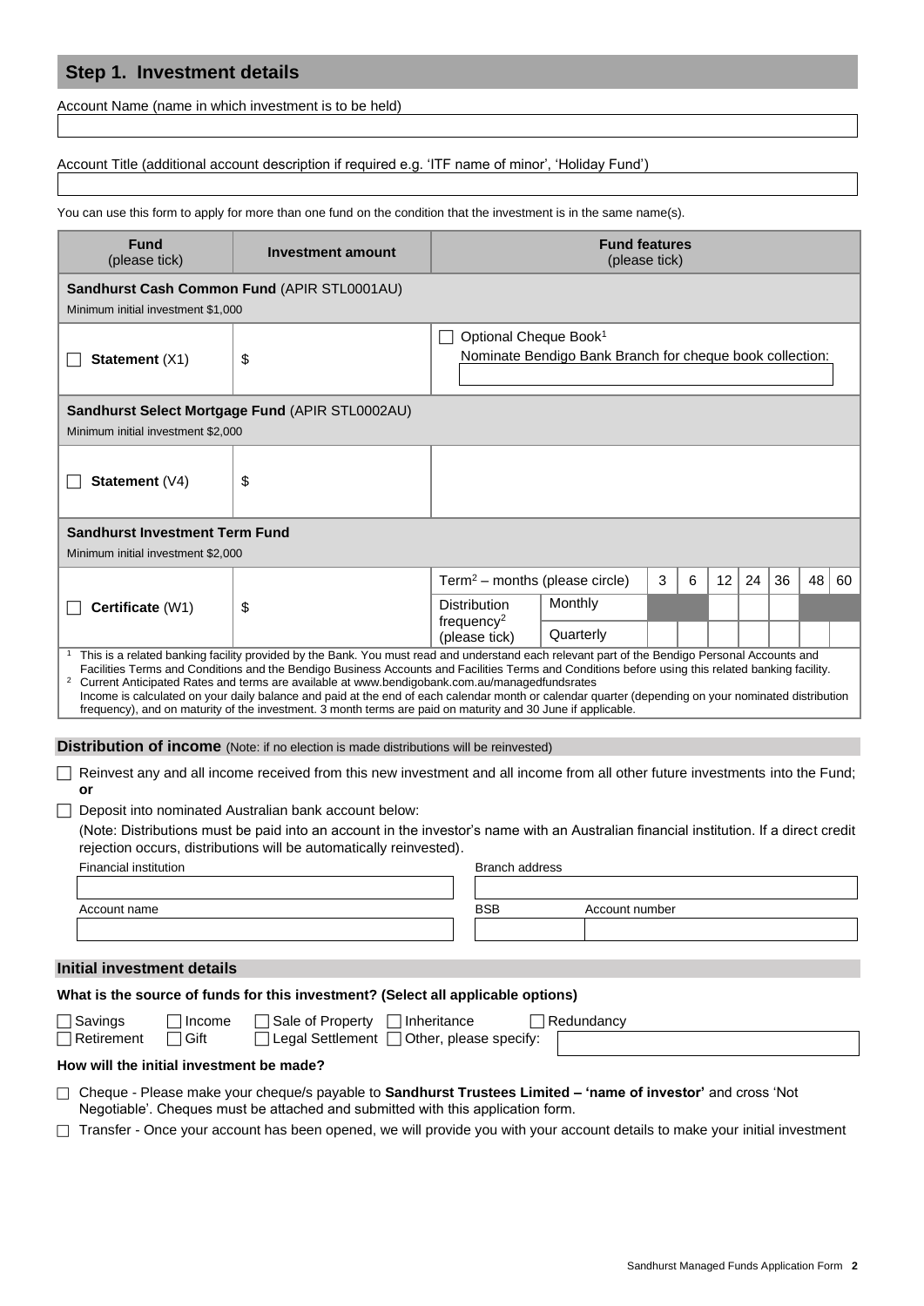## Step 1. Investment details

Account Name (name in which investment is to be held)

Account Title (additional account description if required e.g. 'ITF name of minor', 'Holiday Fund')

You can use this form to apply for more than one fund on the condition that the investment is in the same name(s).

| Fund (please tick) | Investment amount | Fund features (please tick) | | | | | | | | |
|---|---|---|---|---|---|---|---|---|---|---|
| **Sandhurst Cash Common Fund** (APIR STL0001AU) Minimum initial investment $1,000 | | | | | | | | | | |
| ☐ **Statement** (X1) | $ | ☐ Optional Cheque Book[1] Nominate Bendigo Bank Branch for cheque book collection: | | | | | | | | |
| **Sandhurst Select Mortgage Fund** (APIR STL0002AU) Minimum initial investment $2,000 | | | | | | | | | | |
| ☐ **Statement** (V4) | $ | | | | | | | | | |
| **Sandhurst Investment Term Fund** Minimum initial investment $2,000 | | | | | | | | | | |
| ☐ **Certificate** (W1) | $ | Term[2] – months (please circle) | 3 | 6 | 12 | 24 | 36 | 48 | 60 |
| | | Distribution frequency[2] (please tick) – Monthly | | | | | | | |
| | | Distribution frequency[2] (please tick) – Quarterly | | | | | | | |

[1] This is a related banking facility provided by the Bank. You must read and understand each relevant part of the Bendigo Personal Accounts and Facilities Terms and Conditions and the Bendigo Business Accounts and Facilities Terms and Conditions before using this related banking facility.
[2] Current Anticipated Rates and terms are available at www.bendigobank.com.au/managedfundsrates
Income is calculated on your daily balance and paid at the end of each calendar month or calendar quarter (depending on your nominated distribution frequency), and on maturity of the investment. 3 month terms are paid on maturity and 30 June if applicable.

### Distribution of income (Note: if no election is made distributions will be reinvested)

☐ Reinvest any and all income received from this new investment and all income from all other future investments into the Fund; **or**

☐ Deposit into nominated Australian bank account below:
(Note: Distributions must be paid into an account in the investor's name with an Australian financial institution. If a direct credit rejection occurs, distributions will be automatically reinvested).

| Financial institution | Branch address | |
|---|---|---|
| | | |
| **Account name** | **BSB** | **Account number** |
| | | |

### Initial investment details

**What is the source of funds for this investment? (Select all applicable options)**

☐ Savings ☐ Income ☐ Sale of Property ☐ Inheritance ☐ Redundancy
☐ Retirement ☐ Gift ☐ Legal Settlement ☐ Other, please specify:

**How will the initial investment be made?**

☐ Cheque - Please make your cheque/s payable to **Sandhurst Trustees Limited – 'name of investor'** and cross 'Not Negotiable'. Cheques must be attached and submitted with this application form.

☐ Transfer - Once your account has been opened, we will provide you with your account details to make your initial investment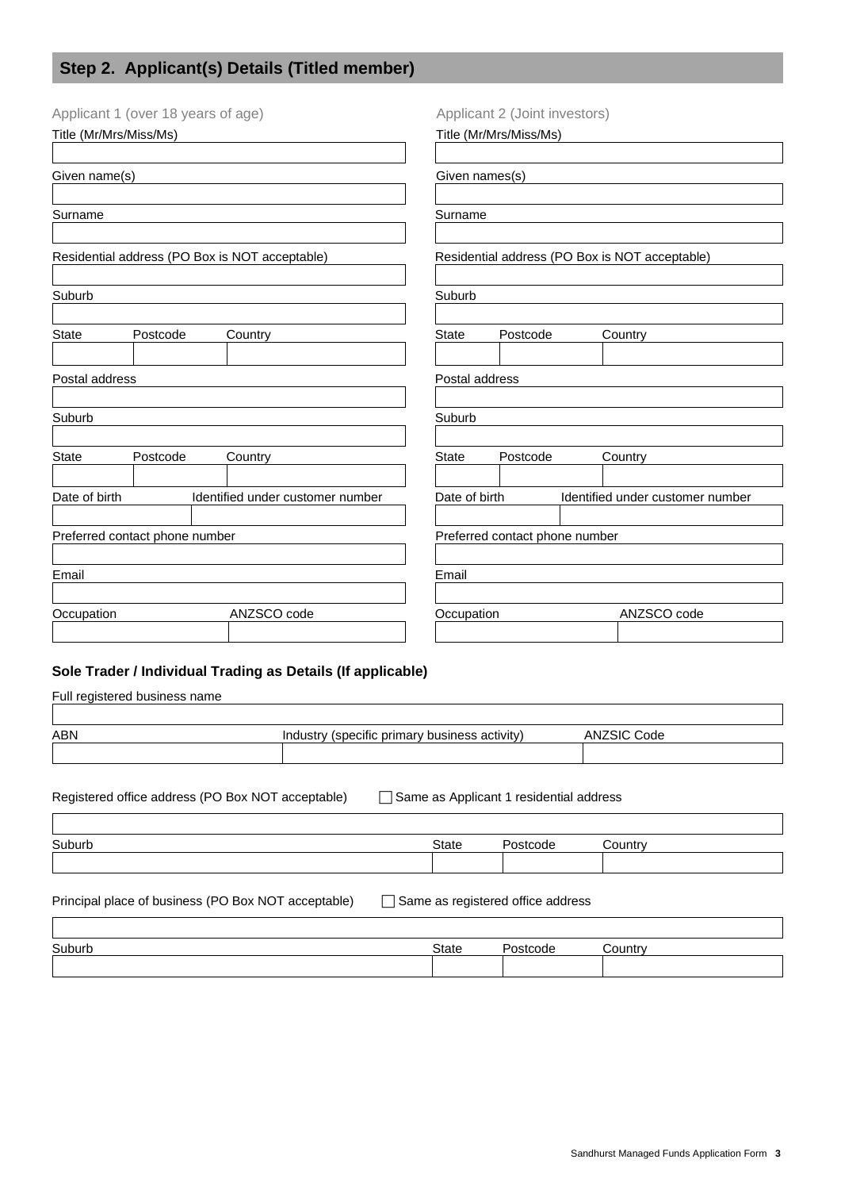## Step 2. Applicant(s) Details (Titled member)

**Applicant 1 (over 18 years of age)**

| Field | |
|---|---|
| Title (Mr/Mrs/Miss/Ms) | |
| Given name(s) | |
| Surname | |
| Residential address (PO Box is NOT acceptable) | |
| Suburb | |
| State | |
| Postcode | |
| Country | |
| Postal address | |
| Suburb | |
| State | |
| Postcode | |
| Country | |
| Date of birth | |
| Identified under customer number | |
| Preferred contact phone number | |
| Email | |
| Occupation | |
| ANZSCO code | |

**Applicant 2 (Joint investors)**

| Field | |
|---|---|
| Title (Mr/Mrs/Miss/Ms) | |
| Given names(s) | |
| Surname | |
| Residential address (PO Box is NOT acceptable) | |
| Suburb | |
| State | |
| Postcode | |
| Country | |
| Postal address | |
| Suburb | |
| State | |
| Postcode | |
| Country | |
| Date of birth | |
| Identified under customer number | |
| Preferred contact phone number | |
| Email | |
| Occupation | |
| ANZSCO code | |

### Sole Trader / Individual Trading as Details (If applicable)

Full registered business name

| ABN | Industry (specific primary business activity) | ANZSIC Code |
|---|---|---|
| | | |

Registered office address (PO Box NOT acceptable) ☐ Same as Applicant 1 residential address

| Suburb | State | Postcode | Country |
|---|---|---|---|
| | | | |

Principal place of business (PO Box NOT acceptable) ☐ Same as registered office address

| Suburb | State | Postcode | Country |
|---|---|---|---|
| | | | |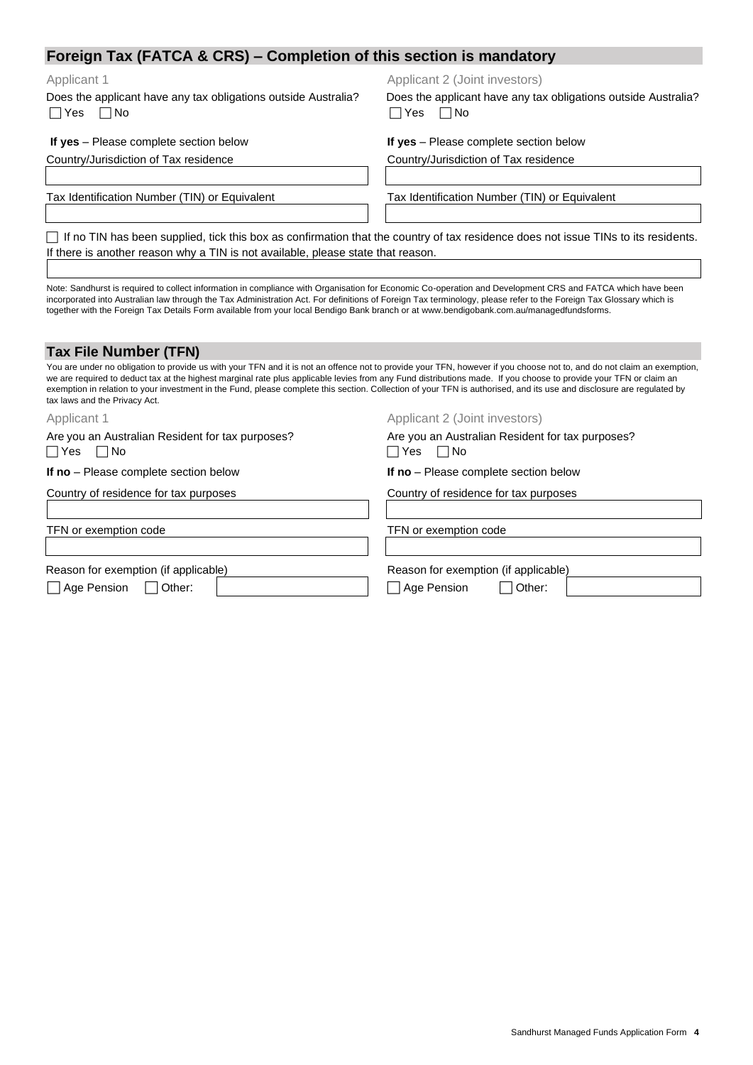## Foreign Tax (FATCA & CRS) – Completion of this section is mandatory

**Applicant 1**

Does the applicant have any tax obligations outside Australia?

☐ Yes ☐ No

**If yes** – Please complete section below

Country/Jurisdiction of Tax residence

Tax Identification Number (TIN) or Equivalent

**Applicant 2 (Joint investors)**

Does the applicant have any tax obligations outside Australia?

☐ Yes ☐ No

**If yes** – Please complete section below

Country/Jurisdiction of Tax residence

Tax Identification Number (TIN) or Equivalent

☐ If no TIN has been supplied, tick this box as confirmation that the country of tax residence does not issue TINs to its residents.

If there is another reason why a TIN is not available, please state that reason.

Note: Sandhurst is required to collect information in compliance with Organisation for Economic Co-operation and Development CRS and FATCA which have been incorporated into Australian law through the Tax Administration Act. For definitions of Foreign Tax terminology, please refer to the Foreign Tax Glossary which is together with the Foreign Tax Details Form available from your local Bendigo Bank branch or at www.bendigobank.com.au/managedfundsforms.

## Tax File Number (TFN)

You are under no obligation to provide us with your TFN and it is not an offence not to provide your TFN, however if you choose not to, and do not claim an exemption, we are required to deduct tax at the highest marginal rate plus applicable levies from any Fund distributions made. If you choose to provide your TFN or claim an exemption in relation to your investment in the Fund, please complete this section. Collection of your TFN is authorised, and its use and disclosure are regulated by tax laws and the Privacy Act.

**Applicant 1**

Are you an Australian Resident for tax purposes?

☐ Yes ☐ No

**If no** – Please complete section below

Country of residence for tax purposes

TFN or exemption code

Reason for exemption (if applicable)

☐ Age Pension ☐ Other:

**Applicant 2 (Joint investors)**

Are you an Australian Resident for tax purposes?

☐ Yes ☐ No

**If no** – Please complete section below

Country of residence for tax purposes

TFN or exemption code

Reason for exemption (if applicable)

☐ Age Pension ☐ Other: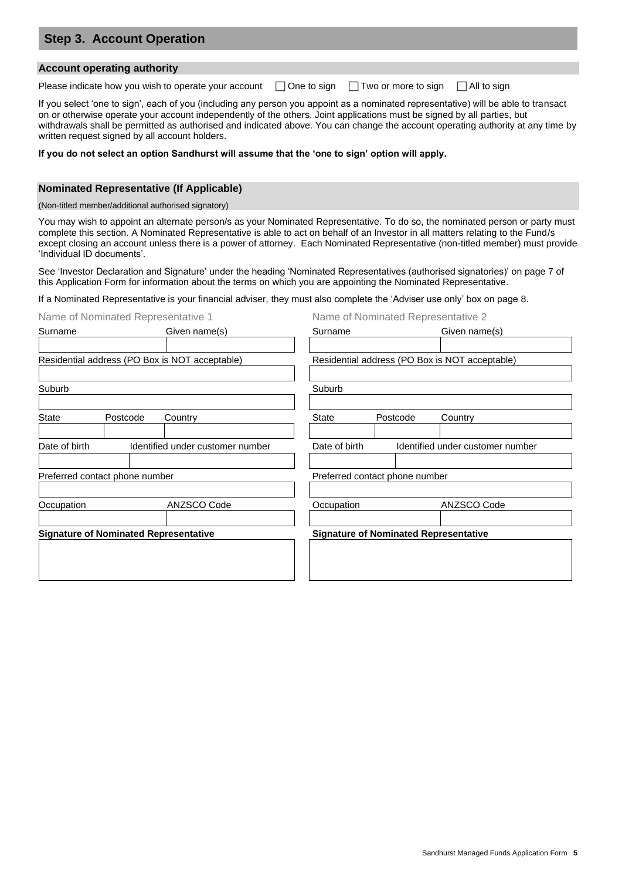## Step 3. Account Operation

### Account operating authority

Please indicate how you wish to operate your account ☐ One to sign ☐ Two or more to sign ☐ All to sign

If you select 'one to sign', each of you (including any person you appoint as a nominated representative) will be able to transact on or otherwise operate your account independently of the others. Joint applications must be signed by all parties, but withdrawals shall be permitted as authorised and indicated above. You can change the account operating authority at any time by written request signed by all account holders.

**If you do not select an option Sandhurst will assume that the 'one to sign' option will apply.**

### Nominated Representative (If Applicable)

(Non-titled member/additional authorised signatory)

You may wish to appoint an alternate person/s as your Nominated Representative. To do so, the nominated person or party must complete this section. A Nominated Representative is able to act on behalf of an Investor in all matters relating to the Fund/s except closing an account unless there is a power of attorney. Each Nominated Representative (non-titled member) must provide 'Individual ID documents'.

See 'Investor Declaration and Signature' under the heading 'Nominated Representatives (authorised signatories)' on page 7 of this Application Form for information about the terms on which you are appointing the Nominated Representative.

If a Nominated Representative is your financial adviser, they must also complete the 'Adviser use only' box on page 8.

| Name of Nominated Representative 1 | Name of Nominated Representative 2 |
|---|---|
| Surname / Given name(s) | Surname / Given name(s) |
| Residential address (PO Box is NOT acceptable) | Residential address (PO Box is NOT acceptable) |
| Suburb | Suburb |
| State / Postcode / Country | State / Postcode / Country |
| Date of birth / Identified under customer number | Date of birth / Identified under customer number |
| Preferred contact phone number | Preferred contact phone number |
| Occupation / ANZSCO Code | Occupation / ANZSCO Code |
| **Signature of Nominated Representative** | **Signature of Nominated Representative** |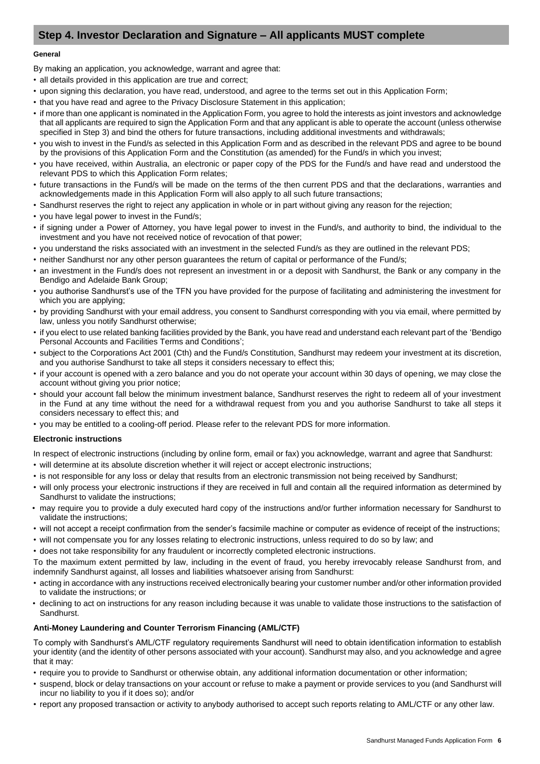## Step 4. Investor Declaration and Signature – All applicants MUST complete

**General**

By making an application, you acknowledge, warrant and agree that:

- all details provided in this application are true and correct;
- upon signing this declaration, you have read, understood, and agree to the terms set out in this Application Form;
- that you have read and agree to the Privacy Disclosure Statement in this application;
- if more than one applicant is nominated in the Application Form, you agree to hold the interests as joint investors and acknowledge that all applicants are required to sign the Application Form and that any applicant is able to operate the account (unless otherwise specified in Step 3) and bind the others for future transactions, including additional investments and withdrawals;
- you wish to invest in the Fund/s as selected in this Application Form and as described in the relevant PDS and agree to be bound by the provisions of this Application Form and the Constitution (as amended) for the Fund/s in which you invest;
- you have received, within Australia, an electronic or paper copy of the PDS for the Fund/s and have read and understood the relevant PDS to which this Application Form relates;
- future transactions in the Fund/s will be made on the terms of the then current PDS and that the declarations, warranties and acknowledgements made in this Application Form will also apply to all such future transactions;
- Sandhurst reserves the right to reject any application in whole or in part without giving any reason for the rejection;
- you have legal power to invest in the Fund/s;
- if signing under a Power of Attorney, you have legal power to invest in the Fund/s, and authority to bind, the individual to the investment and you have not received notice of revocation of that power;
- you understand the risks associated with an investment in the selected Fund/s as they are outlined in the relevant PDS;
- neither Sandhurst nor any other person guarantees the return of capital or performance of the Fund/s;
- an investment in the Fund/s does not represent an investment in or a deposit with Sandhurst, the Bank or any company in the Bendigo and Adelaide Bank Group;
- you authorise Sandhurst's use of the TFN you have provided for the purpose of facilitating and administering the investment for which you are applying;
- by providing Sandhurst with your email address, you consent to Sandhurst corresponding with you via email, where permitted by law, unless you notify Sandhurst otherwise;
- if you elect to use related banking facilities provided by the Bank, you have read and understand each relevant part of the 'Bendigo Personal Accounts and Facilities Terms and Conditions';
- subject to the Corporations Act 2001 (Cth) and the Fund/s Constitution, Sandhurst may redeem your investment at its discretion, and you authorise Sandhurst to take all steps it considers necessary to effect this;
- if your account is opened with a zero balance and you do not operate your account within 30 days of opening, we may close the account without giving you prior notice;
- should your account fall below the minimum investment balance, Sandhurst reserves the right to redeem all of your investment in the Fund at any time without the need for a withdrawal request from you and you authorise Sandhurst to take all steps it considers necessary to effect this; and
- you may be entitled to a cooling-off period. Please refer to the relevant PDS for more information.

**Electronic instructions**

In respect of electronic instructions (including by online form, email or fax) you acknowledge, warrant and agree that Sandhurst:

- will determine at its absolute discretion whether it will reject or accept electronic instructions;
- is not responsible for any loss or delay that results from an electronic transmission not being received by Sandhurst;
- will only process your electronic instructions if they are received in full and contain all the required information as determined by Sandhurst to validate the instructions;
- may require you to provide a duly executed hard copy of the instructions and/or further information necessary for Sandhurst to validate the instructions;
- will not accept a receipt confirmation from the sender's facsimile machine or computer as evidence of receipt of the instructions;
- will not compensate you for any losses relating to electronic instructions, unless required to do so by law; and
- does not take responsibility for any fraudulent or incorrectly completed electronic instructions.

To the maximum extent permitted by law, including in the event of fraud, you hereby irrevocably release Sandhurst from, and indemnify Sandhurst against, all losses and liabilities whatsoever arising from Sandhurst:

- acting in accordance with any instructions received electronically bearing your customer number and/or other information provided to validate the instructions; or
- declining to act on instructions for any reason including because it was unable to validate those instructions to the satisfaction of Sandhurst.

**Anti-Money Laundering and Counter Terrorism Financing (AML/CTF)**

To comply with Sandhurst's AML/CTF regulatory requirements Sandhurst will need to obtain identification information to establish your identity (and the identity of other persons associated with your account). Sandhurst may also, and you acknowledge and agree that it may:

- require you to provide to Sandhurst or otherwise obtain, any additional information documentation or other information;
- suspend, block or delay transactions on your account or refuse to make a payment or provide services to you (and Sandhurst will incur no liability to you if it does so); and/or
- report any proposed transaction or activity to anybody authorised to accept such reports relating to AML/CTF or any other law.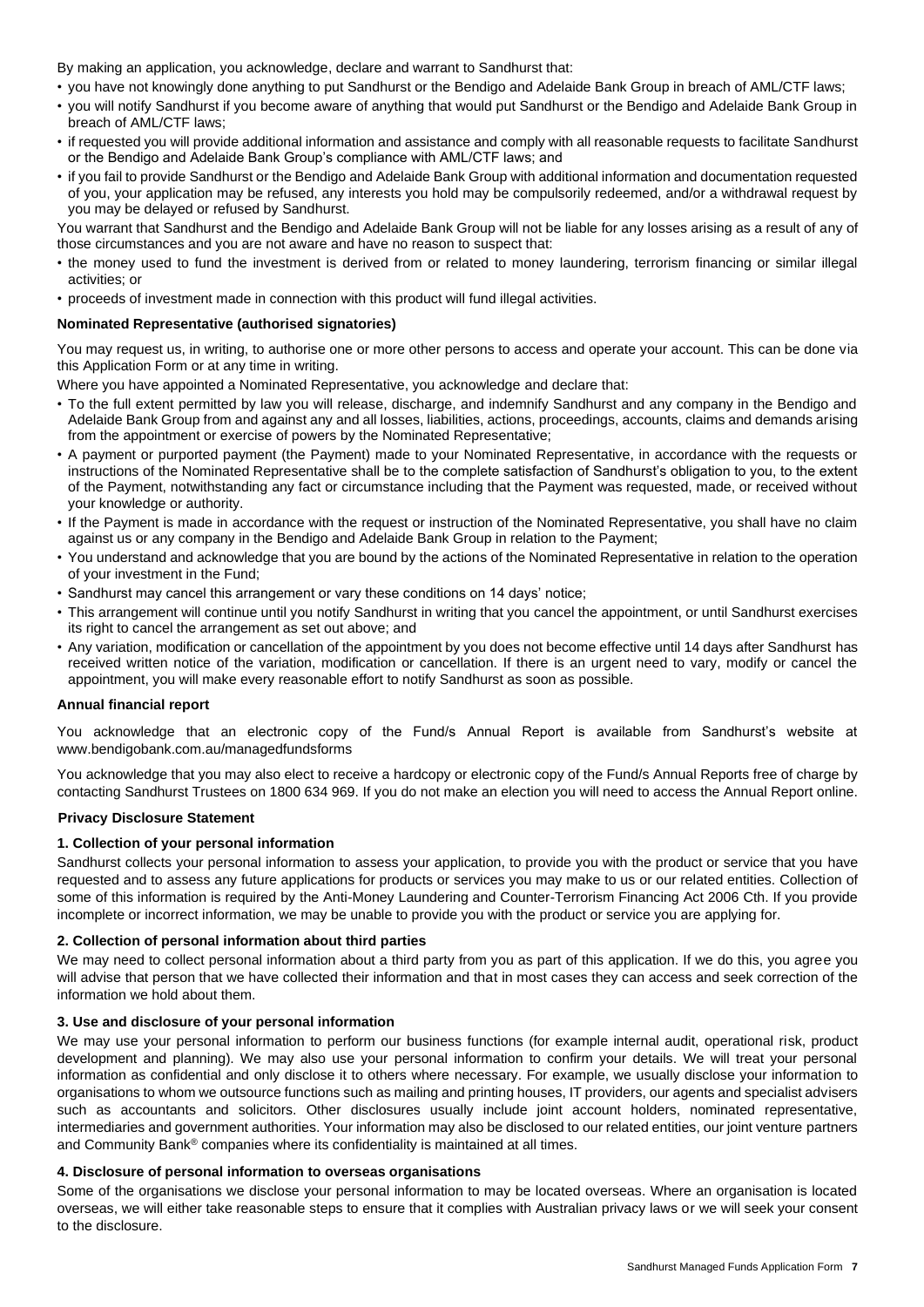By making an application, you acknowledge, declare and warrant to Sandhurst that:

- you have not knowingly done anything to put Sandhurst or the Bendigo and Adelaide Bank Group in breach of AML/CTF laws;
- you will notify Sandhurst if you become aware of anything that would put Sandhurst or the Bendigo and Adelaide Bank Group in breach of AML/CTF laws;
- if requested you will provide additional information and assistance and comply with all reasonable requests to facilitate Sandhurst or the Bendigo and Adelaide Bank Group's compliance with AML/CTF laws; and
- if you fail to provide Sandhurst or the Bendigo and Adelaide Bank Group with additional information and documentation requested of you, your application may be refused, any interests you hold may be compulsorily redeemed, and/or a withdrawal request by you may be delayed or refused by Sandhurst.

You warrant that Sandhurst and the Bendigo and Adelaide Bank Group will not be liable for any losses arising as a result of any of those circumstances and you are not aware and have no reason to suspect that:

- the money used to fund the investment is derived from or related to money laundering, terrorism financing or similar illegal activities; or
- proceeds of investment made in connection with this product will fund illegal activities.

**Nominated Representative (authorised signatories)**

You may request us, in writing, to authorise one or more other persons to access and operate your account. This can be done via this Application Form or at any time in writing.

Where you have appointed a Nominated Representative, you acknowledge and declare that:

- To the full extent permitted by law you will release, discharge, and indemnify Sandhurst and any company in the Bendigo and Adelaide Bank Group from and against any and all losses, liabilities, actions, proceedings, accounts, claims and demands arising from the appointment or exercise of powers by the Nominated Representative;
- A payment or purported payment (the Payment) made to your Nominated Representative, in accordance with the requests or instructions of the Nominated Representative shall be to the complete satisfaction of Sandhurst's obligation to you, to the extent of the Payment, notwithstanding any fact or circumstance including that the Payment was requested, made, or received without your knowledge or authority.
- If the Payment is made in accordance with the request or instruction of the Nominated Representative, you shall have no claim against us or any company in the Bendigo and Adelaide Bank Group in relation to the Payment;
- You understand and acknowledge that you are bound by the actions of the Nominated Representative in relation to the operation of your investment in the Fund;
- Sandhurst may cancel this arrangement or vary these conditions on 14 days' notice;
- This arrangement will continue until you notify Sandhurst in writing that you cancel the appointment, or until Sandhurst exercises its right to cancel the arrangement as set out above; and
- Any variation, modification or cancellation of the appointment by you does not become effective until 14 days after Sandhurst has received written notice of the variation, modification or cancellation. If there is an urgent need to vary, modify or cancel the appointment, you will make every reasonable effort to notify Sandhurst as soon as possible.

**Annual financial report**

You acknowledge that an electronic copy of the Fund/s Annual Report is available from Sandhurst's website at www.bendigobank.com.au/managedfundsforms

You acknowledge that you may also elect to receive a hardcopy or electronic copy of the Fund/s Annual Reports free of charge by contacting Sandhurst Trustees on 1800 634 969. If you do not make an election you will need to access the Annual Report online.

**Privacy Disclosure Statement**

**1. Collection of your personal information**

Sandhurst collects your personal information to assess your application, to provide you with the product or service that you have requested and to assess any future applications for products or services you may make to us or our related entities. Collection of some of this information is required by the Anti-Money Laundering and Counter-Terrorism Financing Act 2006 Cth. If you provide incomplete or incorrect information, we may be unable to provide you with the product or service you are applying for.

**2. Collection of personal information about third parties**

We may need to collect personal information about a third party from you as part of this application. If we do this, you agree you will advise that person that we have collected their information and that in most cases they can access and seek correction of the information we hold about them.

**3. Use and disclosure of your personal information**

We may use your personal information to perform our business functions (for example internal audit, operational risk, product development and planning). We may also use your personal information to confirm your details. We will treat your personal information as confidential and only disclose it to others where necessary. For example, we usually disclose your information to organisations to whom we outsource functions such as mailing and printing houses, IT providers, our agents and specialist advisers such as accountants and solicitors. Other disclosures usually include joint account holders, nominated representative, intermediaries and government authorities. Your information may also be disclosed to our related entities, our joint venture partners and Community Bank® companies where its confidentiality is maintained at all times.

**4. Disclosure of personal information to overseas organisations**

Some of the organisations we disclose your personal information to may be located overseas. Where an organisation is located overseas, we will either take reasonable steps to ensure that it complies with Australian privacy laws or we will seek your consent to the disclosure.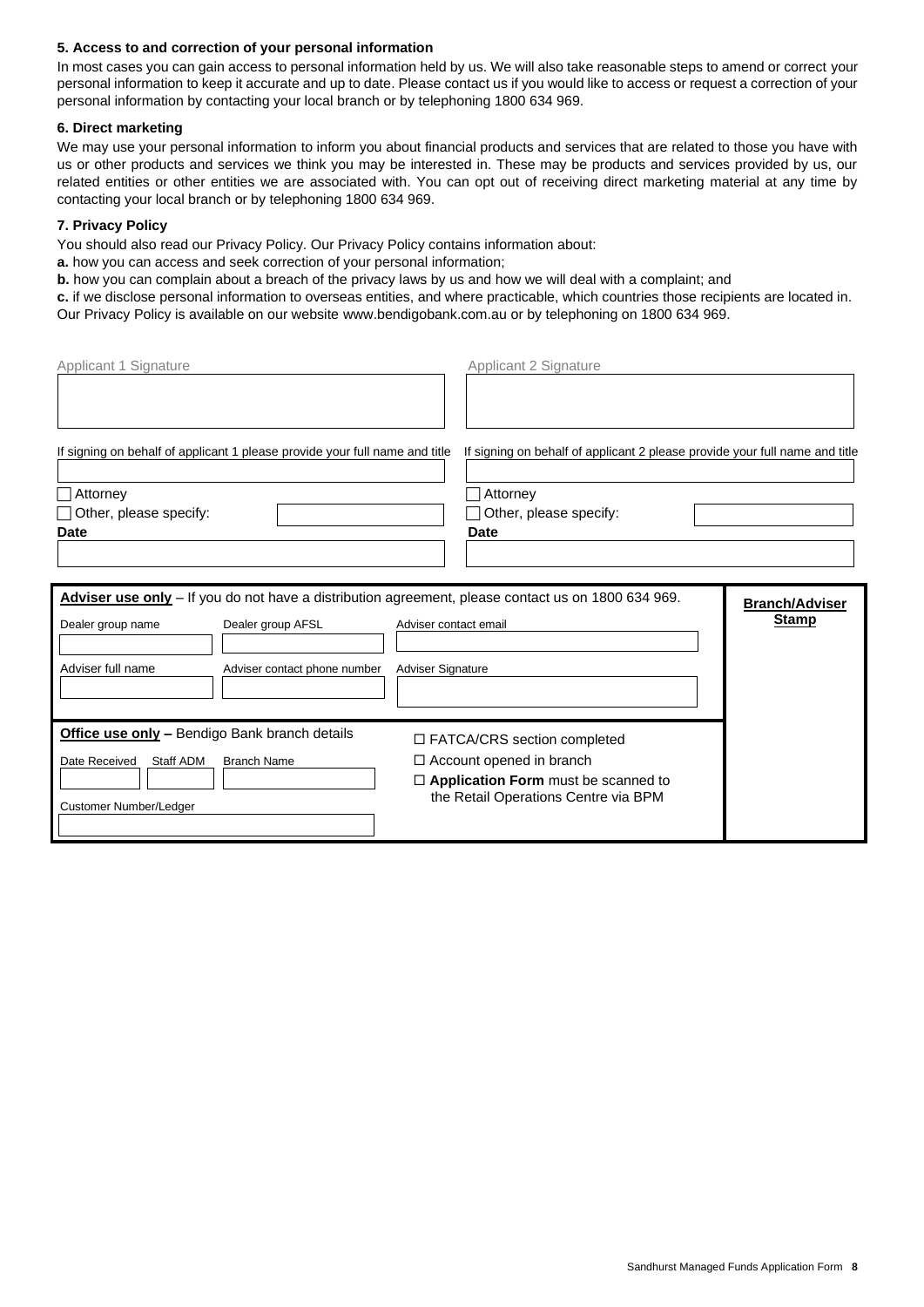### 5. Access to and correction of your personal information

In most cases you can gain access to personal information held by us. We will also take reasonable steps to amend or correct your personal information to keep it accurate and up to date. Please contact us if you would like to access or request a correction of your personal information by contacting your local branch or by telephoning 1800 634 969.

### 6. Direct marketing

We may use your personal information to inform you about financial products and services that are related to those you have with us or other products and services we think you may be interested in. These may be products and services provided by us, our related entities or other entities we are associated with. You can opt out of receiving direct marketing material at any time by contacting your local branch or by telephoning 1800 634 969.

### 7. Privacy Policy

You should also read our Privacy Policy. Our Privacy Policy contains information about:

**a.** how you can access and seek correction of your personal information;

**b.** how you can complain about a breach of the privacy laws by us and how we will deal with a complaint; and

**c.** if we disclose personal information to overseas entities, and where practicable, which countries those recipients are located in.

Our Privacy Policy is available on our website www.bendigobank.com.au or by telephoning on 1800 634 969.

| Applicant 1 | Applicant 2 |
| --- | --- |
| Applicant 1 Signature | Applicant 2 Signature |
| If signing on behalf of applicant 1 please provide your full name and title | If signing on behalf of applicant 2 please provide your full name and title |
| ☐ Attorney | ☐ Attorney |
| ☐ Other, please specify: | ☐ Other, please specify: |
| **Date** | **Date** |

**Adviser use only** – If you do not have a distribution agreement, please contact us on 1800 634 969.

| Dealer group name | Dealer group AFSL | Adviser contact email |
| --- | --- | --- |
| | | |

| Adviser full name | Adviser contact phone number | Adviser Signature |
| --- | --- | --- |
| | | |

**Branch/Adviser Stamp**

**Office use only –** Bendigo Bank branch details

| Date Received | Staff ADM | Branch Name |
| --- | --- | --- |
| | | |

Customer Number/Ledger

☐ FATCA/CRS section completed

☐ Account opened in branch

☐ **Application Form** must be scanned to the Retail Operations Centre via BPM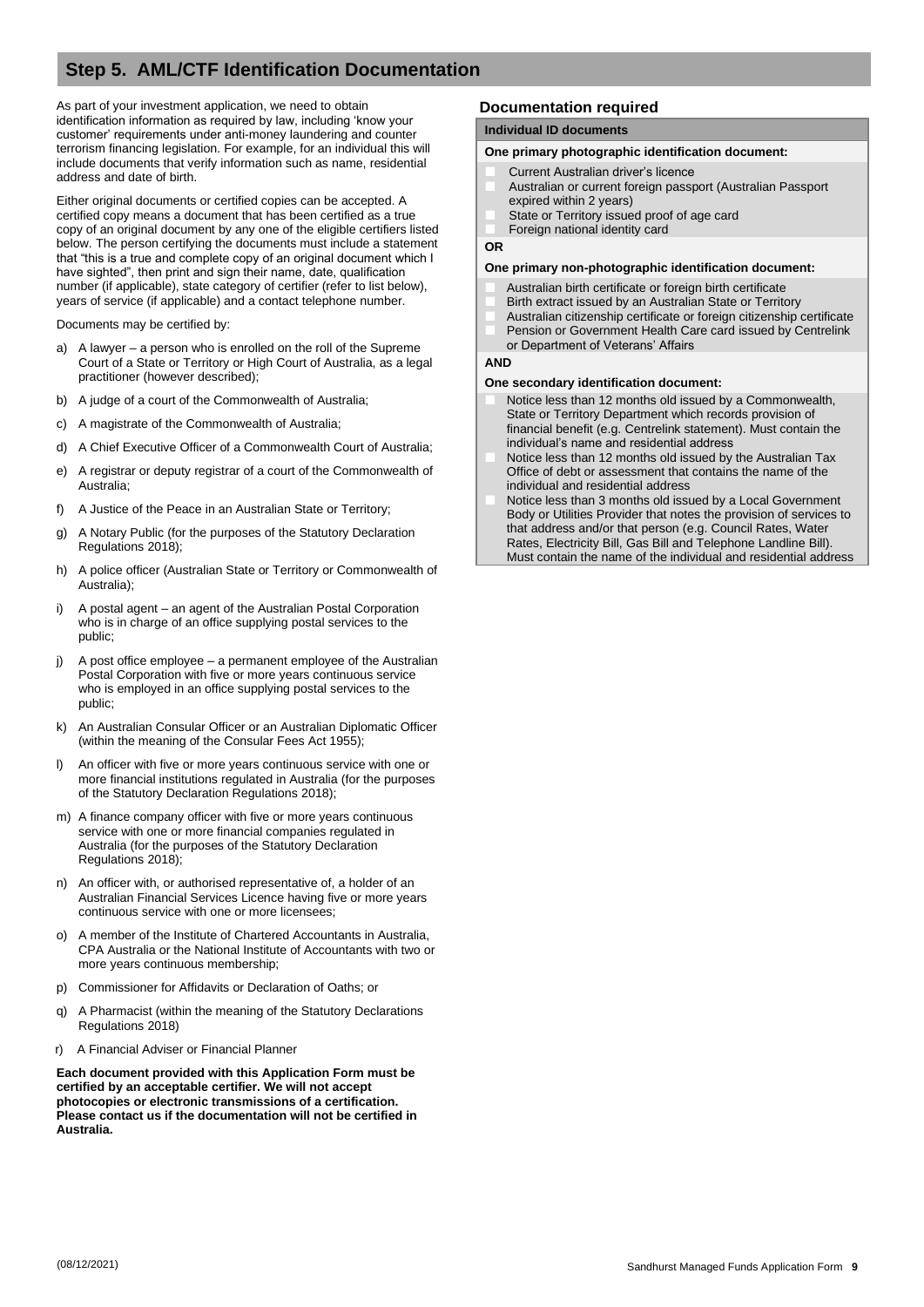## Step 5. AML/CTF Identification Documentation

As part of your investment application, we need to obtain identification information as required by law, including 'know your customer' requirements under anti-money laundering and counter terrorism financing legislation. For example, for an individual this will include documents that verify information such as name, residential address and date of birth.

Either original documents or certified copies can be accepted. A certified copy means a document that has been certified as a true copy of an original document by any one of the eligible certifiers listed below. The person certifying the documents must include a statement that "this is a true and complete copy of an original document which I have sighted", then print and sign their name, date, qualification number (if applicable), state category of certifier (refer to list below), years of service (if applicable) and a contact telephone number.

Documents may be certified by:

a) A lawyer – a person who is enrolled on the roll of the Supreme Court of a State or Territory or High Court of Australia, as a legal practitioner (however described);

b) A judge of a court of the Commonwealth of Australia;

c) A magistrate of the Commonwealth of Australia;

d) A Chief Executive Officer of a Commonwealth Court of Australia;

e) A registrar or deputy registrar of a court of the Commonwealth of Australia;

f) A Justice of the Peace in an Australian State or Territory;

g) A Notary Public (for the purposes of the Statutory Declaration Regulations 2018);

h) A police officer (Australian State or Territory or Commonwealth of Australia);

i) A postal agent – an agent of the Australian Postal Corporation who is in charge of an office supplying postal services to the public;

j) A post office employee – a permanent employee of the Australian Postal Corporation with five or more years continuous service who is employed in an office supplying postal services to the public;

k) An Australian Consular Officer or an Australian Diplomatic Officer (within the meaning of the Consular Fees Act 1955);

l) An officer with five or more years continuous service with one or more financial institutions regulated in Australia (for the purposes of the Statutory Declaration Regulations 2018);

m) A finance company officer with five or more years continuous service with one or more financial companies regulated in Australia (for the purposes of the Statutory Declaration Regulations 2018);

n) An officer with, or authorised representative of, a holder of an Australian Financial Services Licence having five or more years continuous service with one or more licensees;

o) A member of the Institute of Chartered Accountants in Australia, CPA Australia or the National Institute of Accountants with two or more years continuous membership;

p) Commissioner for Affidavits or Declaration of Oaths; or

q) A Pharmacist (within the meaning of the Statutory Declarations Regulations 2018)

r) A Financial Adviser or Financial Planner

**Each document provided with this Application Form must be certified by an acceptable certifier. We will not accept photocopies or electronic transmissions of a certification. Please contact us if the documentation will not be certified in Australia.**

### Documentation required

**Individual ID documents**

**One primary photographic identification document:**

- ☐ Current Australian driver's licence
- ☐ Australian or current foreign passport (Australian Passport expired within 2 years)
- ☐ State or Territory issued proof of age card
- ☐ Foreign national identity card

**OR**

**One primary non-photographic identification document:**

- ☐ Australian birth certificate or foreign birth certificate
- ☐ Birth extract issued by an Australian State or Territory
- ☐ Australian citizenship certificate or foreign citizenship certificate
- ☐ Pension or Government Health Care card issued by Centrelink or Department of Veterans' Affairs

**AND**

**One secondary identification document:**

- ☐ Notice less than 12 months old issued by a Commonwealth, State or Territory Department which records provision of financial benefit (e.g. Centrelink statement). Must contain the individual's name and residential address
- ☐ Notice less than 12 months old issued by the Australian Tax Office of debt or assessment that contains the name of the individual and residential address
- ☐ Notice less than 3 months old issued by a Local Government Body or Utilities Provider that notes the provision of services to that address and/or that person (e.g. Council Rates, Water Rates, Electricity Bill, Gas Bill and Telephone Landline Bill). Must contain the name of the individual and residential address

(08/12/2021)